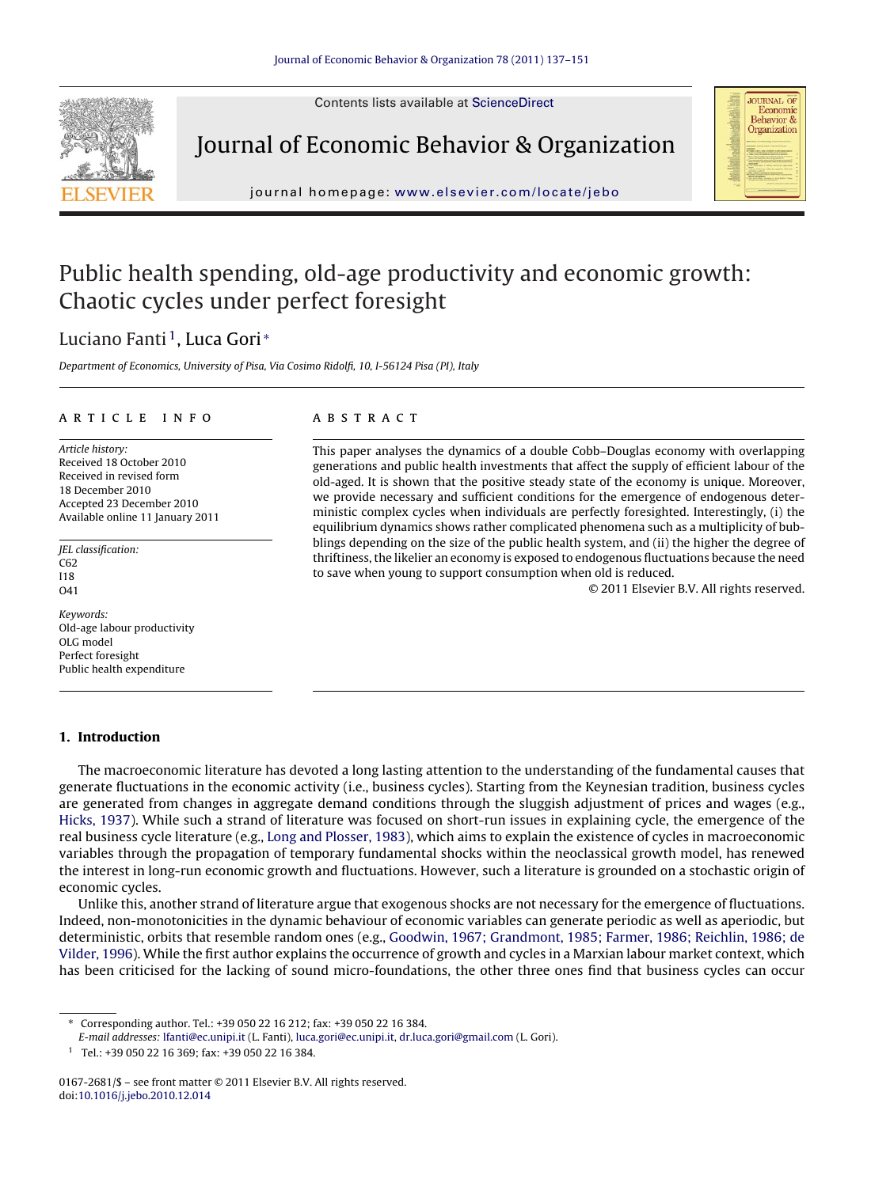# Public health spending, old-age productivity and economic growth: Chaotic cycles under perfect foresight

Luciano Fanti[1], Luca Gori*

*Department of Economics, University of Pisa, Via Cosimo Ridolfi, 10, I-56124 Pisa (PI), Italy*

## ARTICLE INFO

*Article history:*
Received 18 October 2010
Received in revised form
18 December 2010
Accepted 23 December 2010
Available online 11 January 2011

*JEL classification:*
C62
I18
O41

*Keywords:*
Old-age labour productivity
OLG model
Perfect foresight
Public health expenditure

## ABSTRACT

This paper analyses the dynamics of a double Cobb–Douglas economy with overlapping generations and public health investments that affect the supply of efficient labour of the old-aged. It is shown that the positive steady state of the economy is unique. Moreover, we provide necessary and sufficient conditions for the emergence of endogenous deterministic complex cycles when individuals are perfectly foresighted. Interestingly, (i) the equilibrium dynamics shows rather complicated phenomena such as a multiplicity of bubblings depending on the size of the public health system, and (ii) the higher the degree of thriftiness, the likelier an economy is exposed to endogenous fluctuations because the need to save when young to support consumption when old is reduced.

© 2011 Elsevier B.V. All rights reserved.

## 1. Introduction

The macroeconomic literature has devoted a long lasting attention to the understanding of the fundamental causes that generate fluctuations in the economic activity (i.e., business cycles). Starting from the Keynesian tradition, business cycles are generated from changes in aggregate demand conditions through the sluggish adjustment of prices and wages (e.g., Hicks, 1937). While such a strand of literature was focused on short-run issues in explaining cycle, the emergence of the real business cycle literature (e.g., Long and Plosser, 1983), which aims to explain the existence of cycles in macroeconomic variables through the propagation of temporary fundamental shocks within the neoclassical growth model, has renewed the interest in long-run economic growth and fluctuations. However, such a literature is grounded on a stochastic origin of economic cycles.

Unlike this, another strand of literature argue that exogenous shocks are not necessary for the emergence of fluctuations. Indeed, non-monotonicities in the dynamic behaviour of economic variables can generate periodic as well as aperiodic, but deterministic, orbits that resemble random ones (e.g., Goodwin, 1967; Grandmont, 1985; Farmer, 1986; Reichlin, 1986; de Vilder, 1996). While the first author explains the occurrence of growth and cycles in a Marxian labour market context, which has been criticised for the lacking of sound micro-foundations, the other three ones find that business cycles can occur

---

* Corresponding author. Tel.: +39 050 22 16 212; fax: +39 050 22 16 384.
*E-mail addresses:* lfanti@ec.unipi.it (L. Fanti), luca.gori@ec.unipi.it, dr.luca.gori@gmail.com (L. Gori).

[1] Tel.: +39 050 22 16 369; fax: +39 050 22 16 384.

0167-2681/$ – see front matter © 2011 Elsevier B.V. All rights reserved.
doi:10.1016/j.jebo.2010.12.014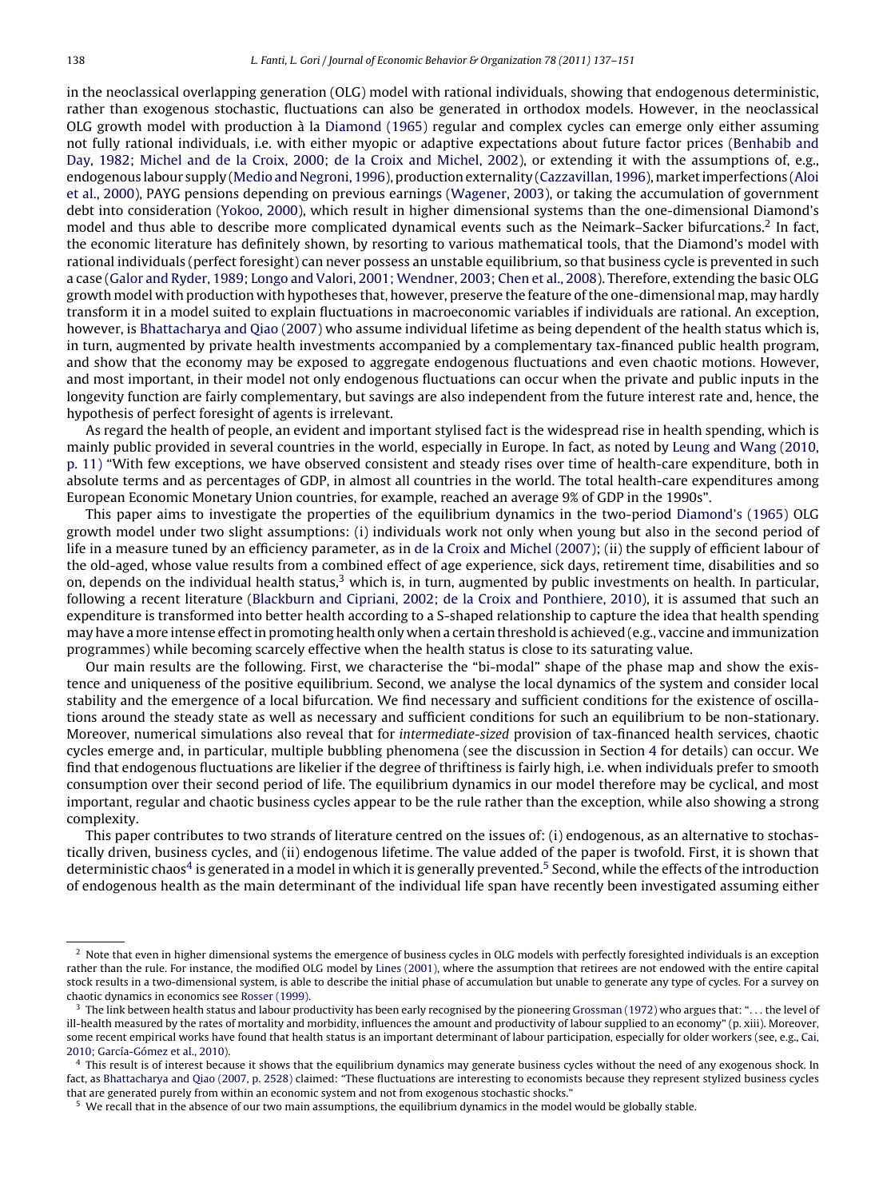in the neoclassical overlapping generation (OLG) model with rational individuals, showing that endogenous deterministic, rather than exogenous stochastic, fluctuations can also be generated in orthodox models. However, in the neoclassical OLG growth model with production à la Diamond (1965) regular and complex cycles can emerge only either assuming not fully rational individuals, i.e. with either myopic or adaptive expectations about future factor prices (Benhabib and Day, 1982; Michel and de la Croix, 2000; de la Croix and Michel, 2002), or extending it with the assumptions of, e.g., endogenous labour supply (Medio and Negroni, 1996), production externality (Cazzavillan, 1996), market imperfections (Aloi et al., 2000), PAYG pensions depending on previous earnings (Wagener, 2003), or taking the accumulation of government debt into consideration (Yokoo, 2000), which result in higher dimensional systems than the one-dimensional Diamond's model and thus able to describe more complicated dynamical events such as the Neimark–Sacker bifurcations.[2] In fact, the economic literature has definitely shown, by resorting to various mathematical tools, that the Diamond's model with rational individuals (perfect foresight) can never possess an unstable equilibrium, so that business cycle is prevented in such a case (Galor and Ryder, 1989; Longo and Valori, 2001; Wendner, 2003; Chen et al., 2008). Therefore, extending the basic OLG growth model with production with hypotheses that, however, preserve the feature of the one-dimensional map, may hardly transform it in a model suited to explain fluctuations in macroeconomic variables if individuals are rational. An exception, however, is Bhattacharya and Qiao (2007) who assume individual lifetime as being dependent of the health status which is, in turn, augmented by private health investments accompanied by a complementary tax-financed public health program, and show that the economy may be exposed to aggregate endogenous fluctuations and even chaotic motions. However, and most important, in their model not only endogenous fluctuations can occur when the private and public inputs in the longevity function are fairly complementary, but savings are also independent from the future interest rate and, hence, the hypothesis of perfect foresight of agents is irrelevant.

As regard the health of people, an evident and important stylised fact is the widespread rise in health spending, which is mainly public provided in several countries in the world, especially in Europe. In fact, as noted by Leung and Wang (2010, p. 11) "With few exceptions, we have observed consistent and steady rises over time of health-care expenditure, both in absolute terms and as percentages of GDP, in almost all countries in the world. The total health-care expenditures among European Economic Monetary Union countries, for example, reached an average 9% of GDP in the 1990s".

This paper aims to investigate the properties of the equilibrium dynamics in the two-period Diamond's (1965) OLG growth model under two slight assumptions: (i) individuals work not only when young but also in the second period of life in a measure tuned by an efficiency parameter, as in de la Croix and Michel (2007); (ii) the supply of efficient labour of the old-aged, whose value results from a combined effect of age experience, sick days, retirement time, disabilities and so on, depends on the individual health status,[3] which is, in turn, augmented by public investments on health. In particular, following a recent literature (Blackburn and Cipriani, 2002; de la Croix and Ponthiere, 2010), it is assumed that such an expenditure is transformed into better health according to a S-shaped relationship to capture the idea that health spending may have a more intense effect in promoting health only when a certain threshold is achieved (e.g., vaccine and immunization programmes) while becoming scarcely effective when the health status is close to its saturating value.

Our main results are the following. First, we characterise the "bi-modal" shape of the phase map and show the existence and uniqueness of the positive equilibrium. Second, we analyse the local dynamics of the system and consider local stability and the emergence of a local bifurcation. We find necessary and sufficient conditions for the existence of oscillations around the steady state as well as necessary and sufficient conditions for such an equilibrium to be non-stationary. Moreover, numerical simulations also reveal that for *intermediate-sized* provision of tax-financed health services, chaotic cycles emerge and, in particular, multiple bubbling phenomena (see the discussion in Section 4 for details) can occur. We find that endogenous fluctuations are likelier if the degree of thriftiness is fairly high, i.e. when individuals prefer to smooth consumption over their second period of life. The equilibrium dynamics in our model therefore may be cyclical, and most important, regular and chaotic business cycles appear to be the rule rather than the exception, while also showing a strong complexity.

This paper contributes to two strands of literature centred on the issues of: (i) endogenous, as an alternative to stochastically driven, business cycles, and (ii) endogenous lifetime. The value added of the paper is twofold. First, it is shown that deterministic chaos[4] is generated in a model in which it is generally prevented.[5] Second, while the effects of the introduction of endogenous health as the main determinant of the individual life span have recently been investigated assuming either

[2] Note that even in higher dimensional systems the emergence of business cycles in OLG models with perfectly foresighted individuals is an exception rather than the rule. For instance, the modified OLG model by Lines (2001), where the assumption that retirees are not endowed with the entire capital stock results in a two-dimensional system, is able to describe the initial phase of accumulation but unable to generate any type of cycles. For a survey on chaotic dynamics in economics see Rosser (1999).

[3] The link between health status and labour productivity has been early recognised by the pioneering Grossman (1972) who argues that: "... the level of ill-health measured by the rates of mortality and morbidity, influences the amount and productivity of labour supplied to an economy" (p. xiii). Moreover, some recent empirical works have found that health status is an important determinant of labour participation, especially for older workers (see, e.g., Cai, 2010; García-Gómez et al., 2010).

[4] This result is of interest because it shows that the equilibrium dynamics may generate business cycles without the need of any exogenous shock. In fact, as Bhattacharya and Qiao (2007, p. 2528) claimed: "These fluctuations are interesting to economists because they represent stylized business cycles that are generated purely from within an economic system and not from exogenous stochastic shocks."

[5] We recall that in the absence of our two main assumptions, the equilibrium dynamics in the model would be globally stable.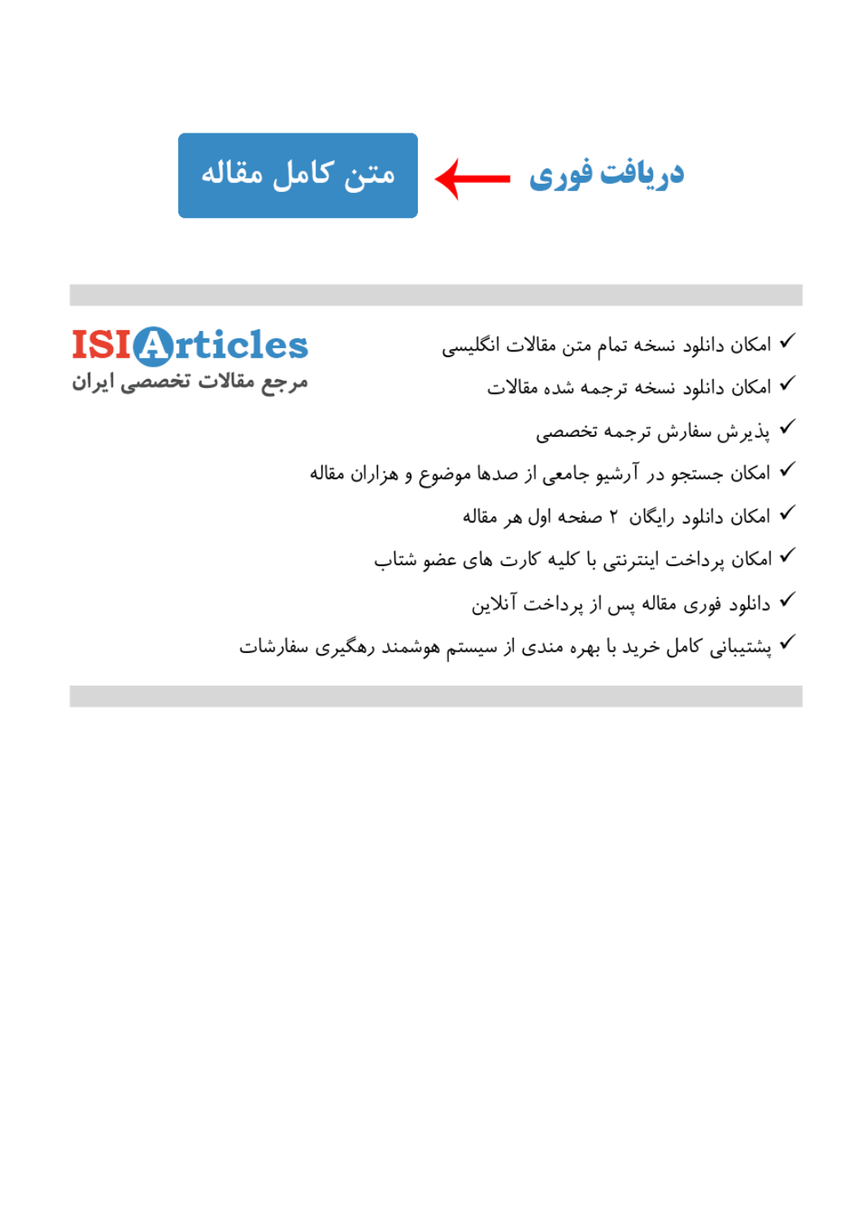دریافت فوری ← **متن کامل مقاله**

**ISIArticles**
مرجع مقالات تخصصی ایران

- ✓ امکان دانلود نسخه تمام متن مقالات انگلیسی
- ✓ امکان دانلود نسخه ترجمه شده مقالات
- ✓ پذیرش سفارش ترجمه تخصصی
- ✓ امکان جستجو در آرشیو جامعی از صدها موضوع و هزاران مقاله
- ✓ امکان دانلود رایگان ۲ صفحه اول هر مقاله
- ✓ امکان پرداخت اینترنتی با کلیه کارت های عضو شتاب
- ✓ دانلود فوری مقاله پس از پرداخت آنلاین
- ✓ پشتیبانی کامل خرید با بهره مندی از سیستم هوشمند رهگیری سفارشات